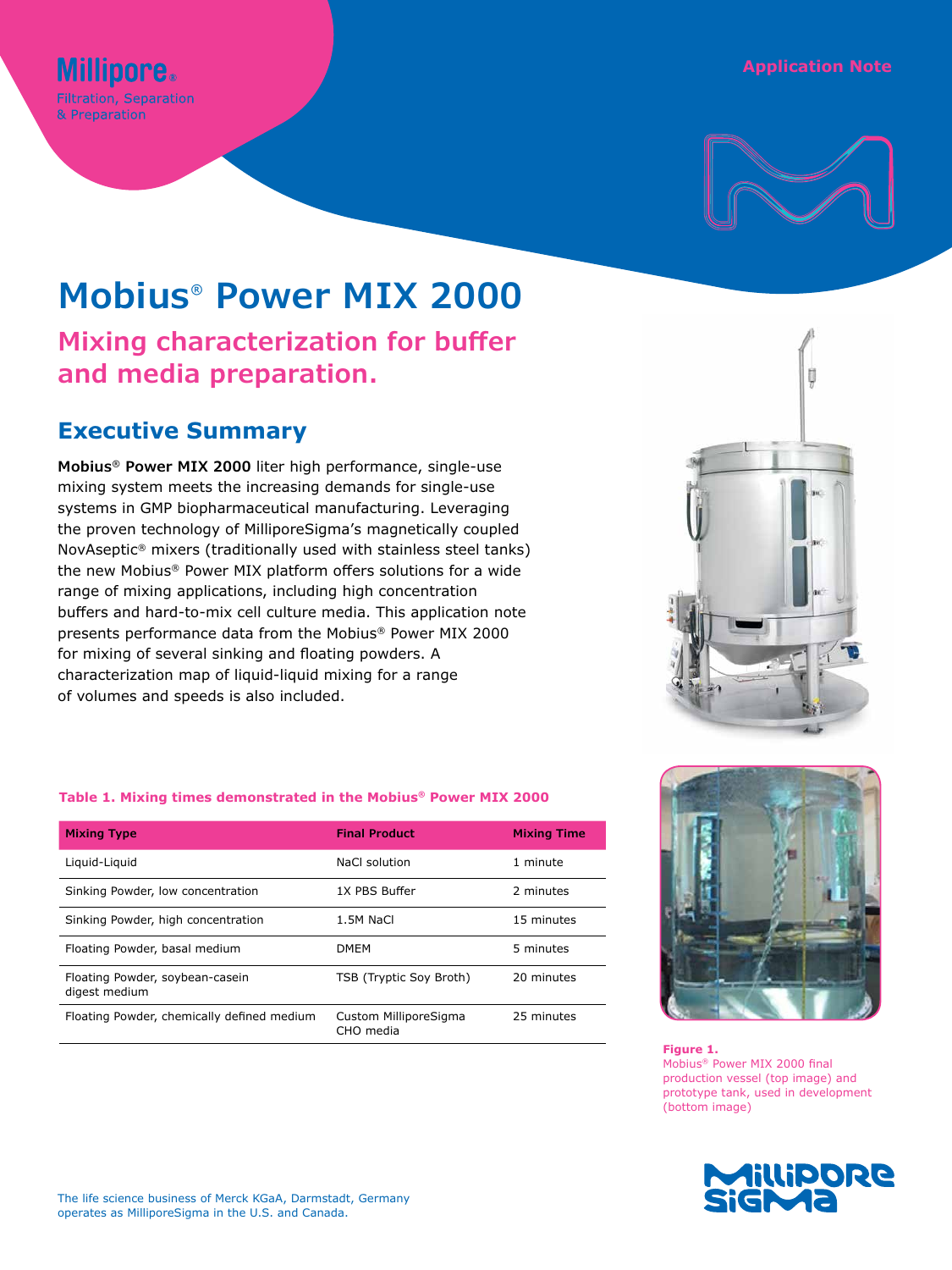Millipore®
Filtration, Separation & Preparation

Application Note

# Mobius® Power MIX 2000

## Mixing characterization for buffer and media preparation.

## Executive Summary

**Mobius® Power MIX 2000** liter high performance, single-use mixing system meets the increasing demands for single-use systems in GMP biopharmaceutical manufacturing. Leveraging the proven technology of MilliporeSigma's magnetically coupled NovAseptic® mixers (traditionally used with stainless steel tanks) the new Mobius® Power MIX platform offers solutions for a wide range of mixing applications, including high concentration buffers and hard-to-mix cell culture media. This application note presents performance data from the Mobius® Power MIX 2000 for mixing of several sinking and floating powders. A characterization map of liquid-liquid mixing for a range of volumes and speeds is also included.

**Table 1. Mixing times demonstrated in the Mobius® Power MIX 2000**

| Mixing Type | Final Product | Mixing Time |
|---|---|---|
| Liquid-Liquid | NaCl solution | 1 minute |
| Sinking Powder, low concentration | 1X PBS Buffer | 2 minutes |
| Sinking Powder, high concentration | 1.5M NaCl | 15 minutes |
| Floating Powder, basal medium | DMEM | 5 minutes |
| Floating Powder, soybean-casein digest medium | TSB (Tryptic Soy Broth) | 20 minutes |
| Floating Powder, chemically defined medium | Custom MilliporeSigma CHO media | 25 minutes |

**Figure 1.**
Mobius® Power MIX 2000 final production vessel (top image) and prototype tank, used in development (bottom image)

The life science business of Merck KGaA, Darmstadt, Germany operates as MilliporeSigma in the U.S. and Canada.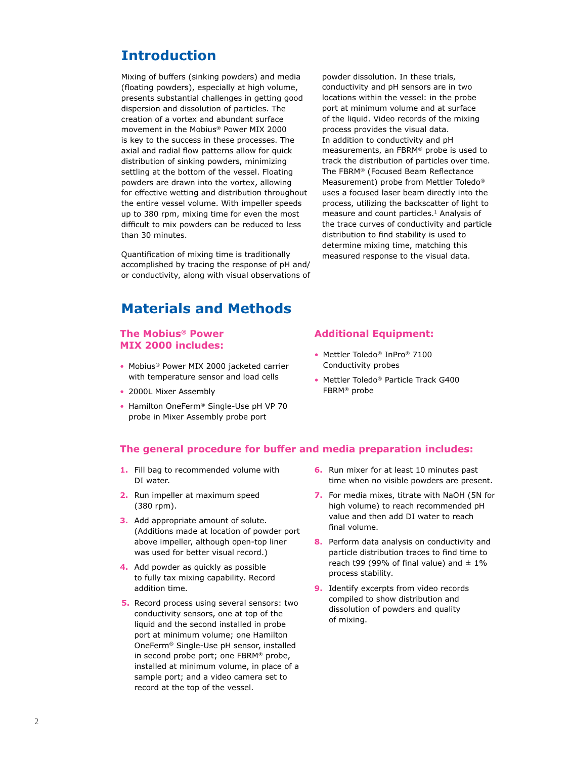## Introduction

Mixing of buffers (sinking powders) and media (floating powders), especially at high volume, presents substantial challenges in getting good dispersion and dissolution of particles. The creation of a vortex and abundant surface movement in the Mobius® Power MIX 2000 is key to the success in these processes. The axial and radial flow patterns allow for quick distribution of sinking powders, minimizing settling at the bottom of the vessel. Floating powders are drawn into the vortex, allowing for effective wetting and distribution throughout the entire vessel volume. With impeller speeds up to 380 rpm, mixing time for even the most difficult to mix powders can be reduced to less than 30 minutes.

Quantification of mixing time is traditionally accomplished by tracing the response of pH and/or conductivity, along with visual observations of powder dissolution. In these trials, conductivity and pH sensors are in two locations within the vessel: in the probe port at minimum volume and at surface of the liquid. Video records of the mixing process provides the visual data. In addition to conductivity and pH measurements, an FBRM® probe is used to track the distribution of particles over time. The FBRM® (Focused Beam Reflectance Measurement) probe from Mettler Toledo® uses a focused laser beam directly into the process, utilizing the backscatter of light to measure and count particles.[1] Analysis of the trace curves of conductivity and particle distribution to find stability is used to determine mixing time, matching this measured response to the visual data.

## Materials and Methods

### The Mobius® Power MIX 2000 includes:

- Mobius® Power MIX 2000 jacketed carrier with temperature sensor and load cells
- 2000L Mixer Assembly
- Hamilton OneFerm® Single-Use pH VP 70 probe in Mixer Assembly probe port

### Additional Equipment:

- Mettler Toledo® InPro® 7100 Conductivity probes
- Mettler Toledo® Particle Track G400 FBRM® probe

### The general procedure for buffer and media preparation includes:

1. Fill bag to recommended volume with DI water.
2. Run impeller at maximum speed (380 rpm).
3. Add appropriate amount of solute. (Additions made at location of powder port above impeller, although open-top liner was used for better visual record.)
4. Add powder as quickly as possible to fully tax mixing capability. Record addition time.
5. Record process using several sensors: two conductivity sensors, one at top of the liquid and the second installed in probe port at minimum volume; one Hamilton OneFerm® Single-Use pH sensor, installed in second probe port; one FBRM® probe, installed at minimum volume, in place of a sample port; and a video camera set to record at the top of the vessel.
6. Run mixer for at least 10 minutes past time when no visible powders are present.
7. For media mixes, titrate with NaOH (5N for high volume) to reach recommended pH value and then add DI water to reach final volume.
8. Perform data analysis on conductivity and particle distribution traces to find time to reach t99 (99% of final value) and ± 1% process stability.
9. Identify excerpts from video records compiled to show distribution and dissolution of powders and quality of mixing.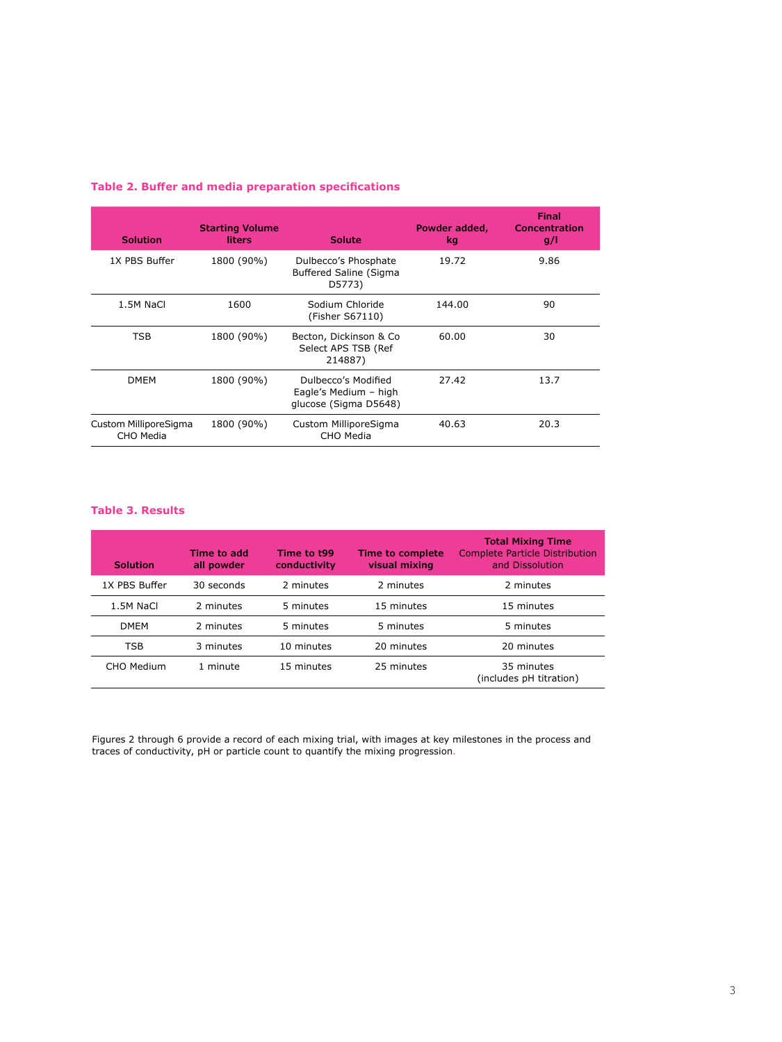**Table 2. Buffer and media preparation specifications**

| Solution | Starting Volume liters | Solute | Powder added, kg | Final Concentration g/l |
|---|---|---|---|---|
| 1X PBS Buffer | 1800 (90%) | Dulbecco's Phosphate Buffered Saline (Sigma D5773) | 19.72 | 9.86 |
| 1.5M NaCl | 1600 | Sodium Chloride (Fisher S67110) | 144.00 | 90 |
| TSB | 1800 (90%) | Becton, Dickinson & Co Select APS TSB (Ref 214887) | 60.00 | 30 |
| DMEM | 1800 (90%) | Dulbecco's Modified Eagle's Medium – high glucose (Sigma D5648) | 27.42 | 13.7 |
| Custom MilliporeSigma CHO Media | 1800 (90%) | Custom MilliporeSigma CHO Media | 40.63 | 20.3 |

**Table 3. Results**

| Solution | Time to add all powder | Time to t99 conductivity | Time to complete visual mixing | Total Mixing Time Complete Particle Distribution and Dissolution |
|---|---|---|---|---|
| 1X PBS Buffer | 30 seconds | 2 minutes | 2 minutes | 2 minutes |
| 1.5M NaCl | 2 minutes | 5 minutes | 15 minutes | 15 minutes |
| DMEM | 2 minutes | 5 minutes | 5 minutes | 5 minutes |
| TSB | 3 minutes | 10 minutes | 20 minutes | 20 minutes |
| CHO Medium | 1 minute | 15 minutes | 25 minutes | 35 minutes (includes pH titration) |

Figures 2 through 6 provide a record of each mixing trial, with images at key milestones in the process and traces of conductivity, pH or particle count to quantify the mixing progression.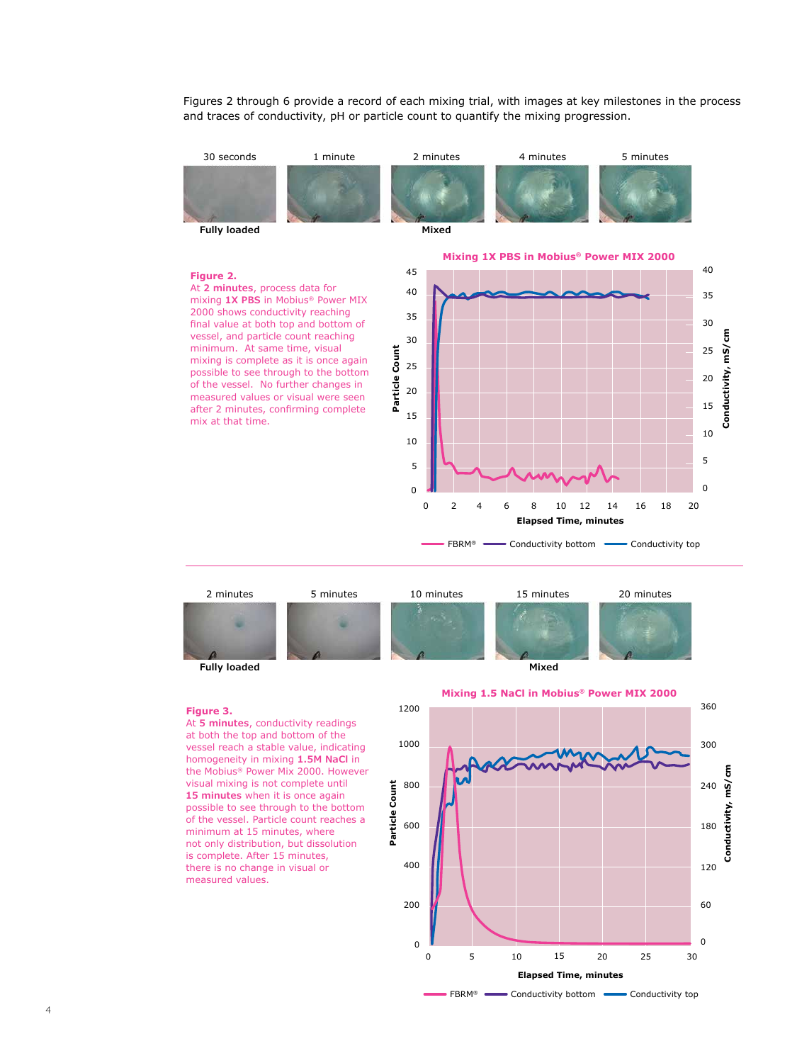Figures 2 through 6 provide a record of each mixing trial, with images at key milestones in the process and traces of conductivity, pH or particle count to quantify the mixing progression.

30 seconds | 1 minute | 2 minutes | 4 minutes | 5 minutes

**Fully loaded** | **Mixed**

**Mixing 1X PBS in Mobius® Power MIX 2000**

**Figure 2.**
At **2 minutes**, process data for mixing **1X PBS** in Mobius® Power MIX 2000 shows conductivity reaching final value at both top and bottom of vessel, and particle count reaching minimum. At same time, visual mixing is complete as it is once again possible to see through to the bottom of the vessel. No further changes in measured values or visual were seen after 2 minutes, confirming complete mix at that time.

Particle Count / Conductivity, mS/cm / Elapsed Time, minutes

FBRM® — Conductivity bottom — Conductivity top

2 minutes | 5 minutes | 10 minutes | 15 minutes | 20 minutes

**Fully loaded** | **Mixed**

**Mixing 1.5 NaCl in Mobius® Power MIX 2000**

**Figure 3.**
At **5 minutes**, conductivity readings at both the top and bottom of the vessel reach a stable value, indicating homogeneity in mixing **1.5M NaCl** in the Mobius® Power Mix 2000. However visual mixing is not complete until **15 minutes** when it is once again possible to see through to the bottom of the vessel. Particle count reaches a minimum at 15 minutes, where not only distribution, but dissolution is complete. After 15 minutes, there is no change in visual or measured values.

Particle Count / Conductivity, mS/cm / Elapsed Time, minutes

FBRM® — Conductivity bottom — Conductivity top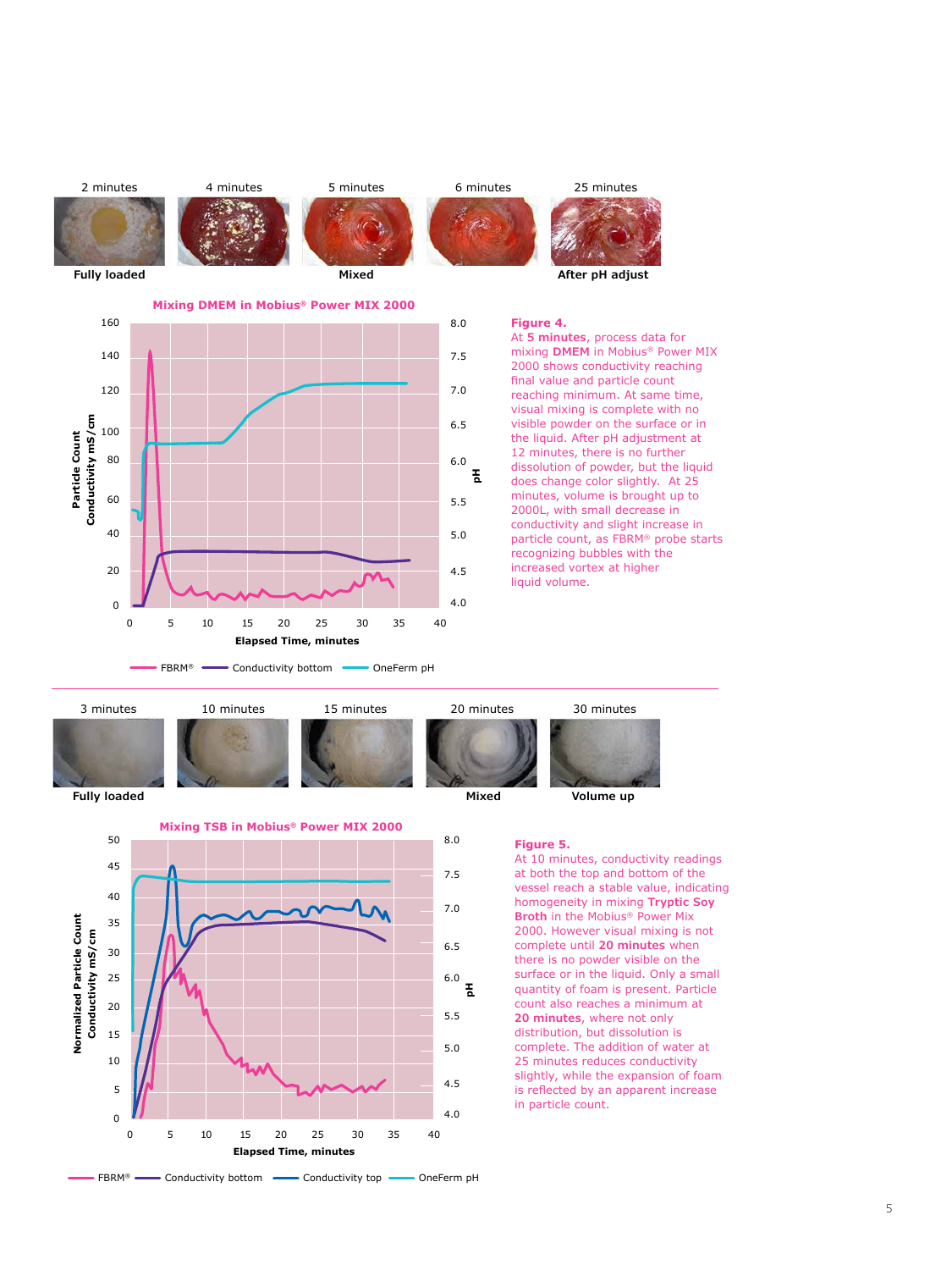2 minutes | 4 minutes | 5 minutes | 6 minutes | 25 minutes

Fully loaded | Mixed | After pH adjust

**Mixing DMEM in Mobius® Power MIX 2000**

FBRM® — Conductivity bottom — OneFerm pH

**Figure 4.**
At **5 minutes**, process data for mixing **DMEM** in Mobius® Power MIX 2000 shows conductivity reaching final value and particle count reaching minimum. At same time, visual mixing is complete with no visible powder on the surface or in the liquid. After pH adjustment at 12 minutes, there is no further dissolution of powder, but the liquid does change color slightly. At 25 minutes, volume is brought up to 2000L, with small decrease in conductivity and slight increase in particle count, as FBRM® probe starts recognizing bubbles with the increased vortex at higher liquid volume.

---

3 minutes | 10 minutes | 15 minutes | 20 minutes | 30 minutes

Fully loaded | Mixed | Volume up

**Mixing TSB in Mobius® Power MIX 2000**

FBRM® — Conductivity bottom — Conductivity top — OneFerm pH

**Figure 5.**
At 10 minutes, conductivity readings at both the top and bottom of the vessel reach a stable value, indicating homogeneity in mixing **Tryptic Soy Broth** in the Mobius® Power Mix 2000. However visual mixing is not complete until **20 minutes** when there is no powder visible on the surface or in the liquid. Only a small quantity of foam is present. Particle count also reaches a minimum at **20 minutes**, where not only distribution, but dissolution is complete. The addition of water at 25 minutes reduces conductivity slightly, while the expansion of foam is reflected by an apparent increase in particle count.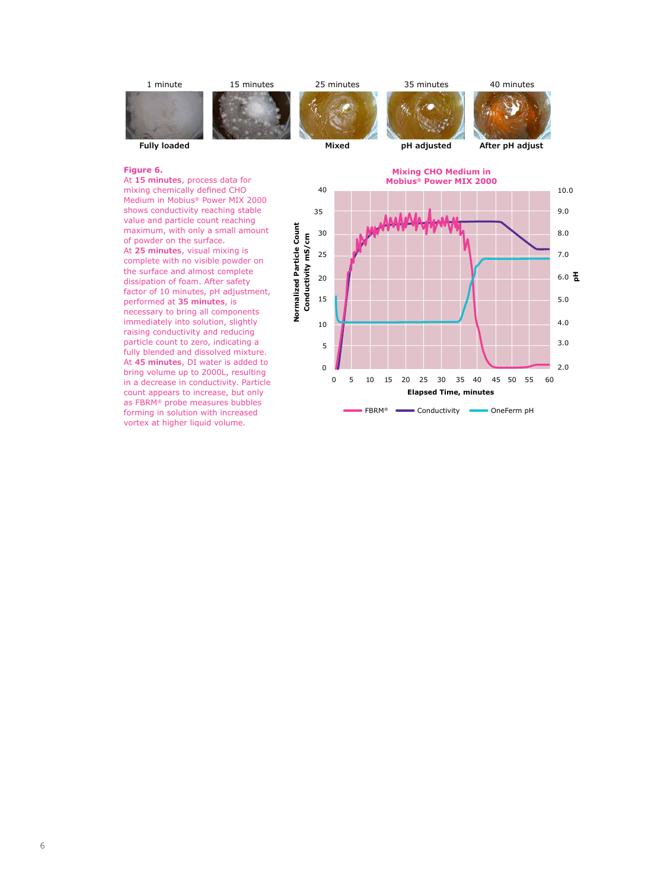| 1 minute | 15 minutes | 25 minutes | 35 minutes | 40 minutes |
|---|---|---|---|---|
| Fully loaded | | Mixed | pH adjusted | After pH adjust |

**Figure 6.**
At **15 minutes**, process data for mixing chemically defined CHO Medium in Mobius® Power MIX 2000 shows conductivity reaching stable value and particle count reaching maximum, with only a small amount of powder on the surface.
At **25 minutes**, visual mixing is complete with no visible powder on the surface and almost complete dissipation of foam. After safety factor of 10 minutes, pH adjustment, performed at **35 minutes**, is necessary to bring all components immediately into solution, slightly raising conductivity and reducing particle count to zero, indicating a fully blended and dissolved mixture.
At **45 minutes**, DI water is added to bring volume up to 2000L, resulting in a decrease in conductivity. Particle count appears to increase, but only as FBRM® probe measures bubbles forming in solution with increased vortex at higher liquid volume.

**Mixing CHO Medium in Mobius® Power MIX 2000**

Y-axis (left): Normalized Particle Count / Conductivity mS/cm (0–40)
Y-axis (right): pH (2.0–10.0)
X-axis: Elapsed Time, minutes (0–60)

Legend: FBRM® | Conductivity | OneFerm pH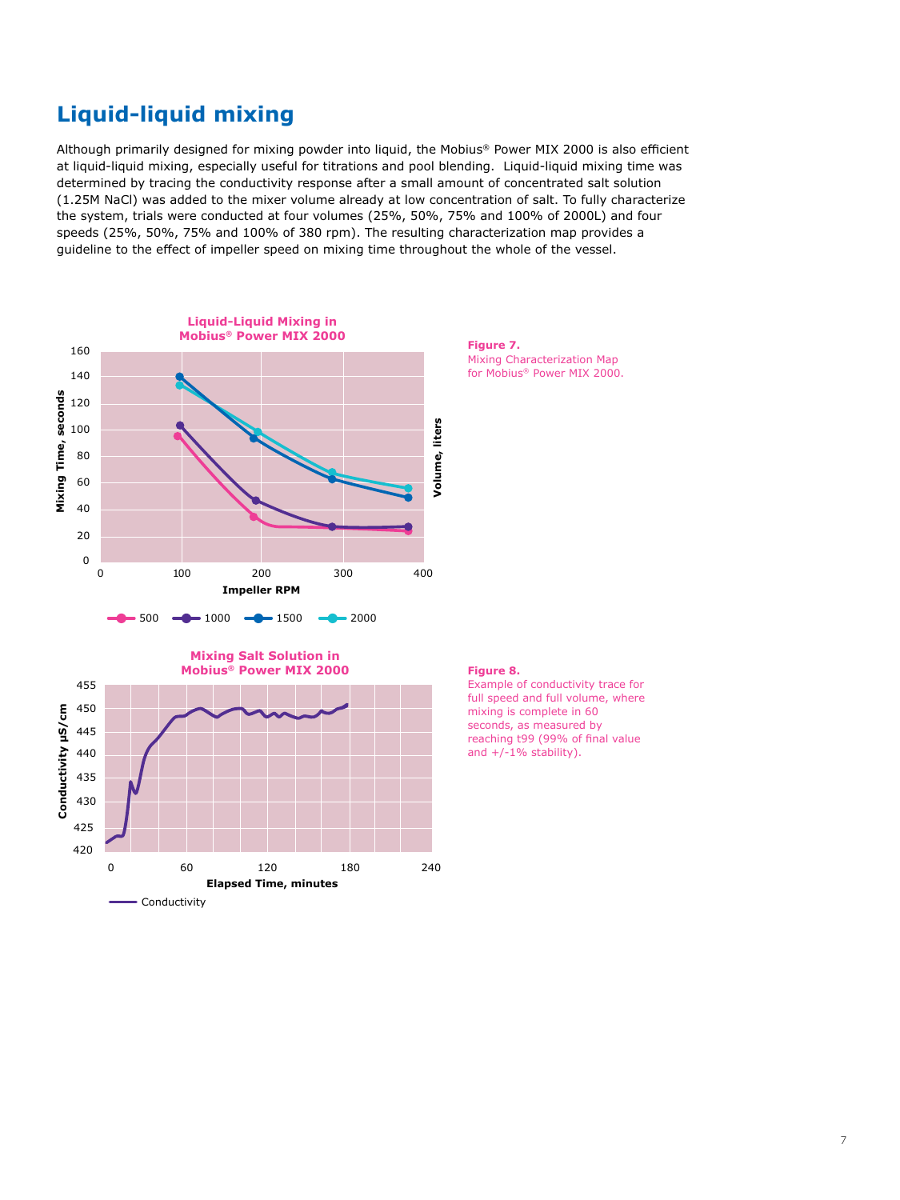## Liquid-liquid mixing

Although primarily designed for mixing powder into liquid, the Mobius® Power MIX 2000 is also efficient at liquid-liquid mixing, especially useful for titrations and pool blending. Liquid-liquid mixing time was determined by tracing the conductivity response after a small amount of concentrated salt solution (1.25M NaCl) was added to the mixer volume already at low concentration of salt. To fully characterize the system, trials were conducted at four volumes (25%, 50%, 75% and 100% of 2000L) and four speeds (25%, 50%, 75% and 100% of 380 rpm). The resulting characterization map provides a guideline to the effect of impeller speed on mixing time throughout the whole of the vessel.

**Figure 7.**
Mixing Characterization Map for Mobius® Power MIX 2000.

**Figure 8.**
Example of conductivity trace for full speed and full volume, where mixing is complete in 60 seconds, as measured by reaching t99 (99% of final value and +/-1% stability).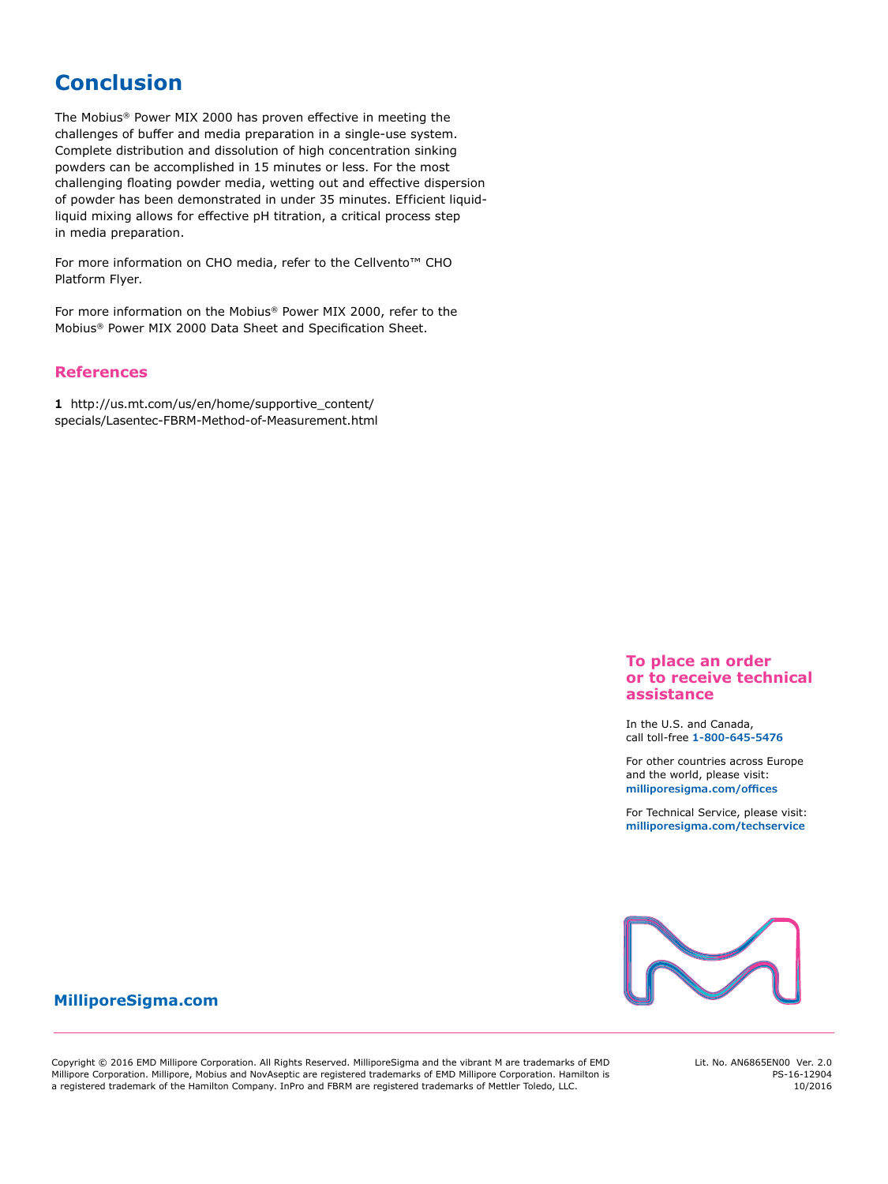## Conclusion

The Mobius® Power MIX 2000 has proven effective in meeting the challenges of buffer and media preparation in a single-use system. Complete distribution and dissolution of high concentration sinking powders can be accomplished in 15 minutes or less. For the most challenging floating powder media, wetting out and effective dispersion of powder has been demonstrated in under 35 minutes. Efficient liquid-liquid mixing allows for effective pH titration, a critical process step in media preparation.

For more information on CHO media, refer to the Cellvento™ CHO Platform Flyer.

For more information on the Mobius® Power MIX 2000, refer to the Mobius® Power MIX 2000 Data Sheet and Specification Sheet.

### References

**1** http://us.mt.com/us/en/home/supportive_content/specials/Lasentec-FBRM-Method-of-Measurement.html

### To place an order or to receive technical assistance

In the U.S. and Canada, call toll-free **1-800-645-5476**

For other countries across Europe and the world, please visit: **milliporesigma.com/offices**

For Technical Service, please visit: **milliporesigma.com/techservice**

**MilliporeSigma.com**

Copyright © 2016 EMD Millipore Corporation. All Rights Reserved. MilliporeSigma and the vibrant M are trademarks of EMD Millipore Corporation. Millipore, Mobius and NovAseptic are registered trademarks of EMD Millipore Corporation. Hamilton is a registered trademark of the Hamilton Company. InPro and FBRM are registered trademarks of Mettler Toledo, LLC.

Lit. No. AN6865EN00 Ver. 2.0
PS-16-12904
10/2016